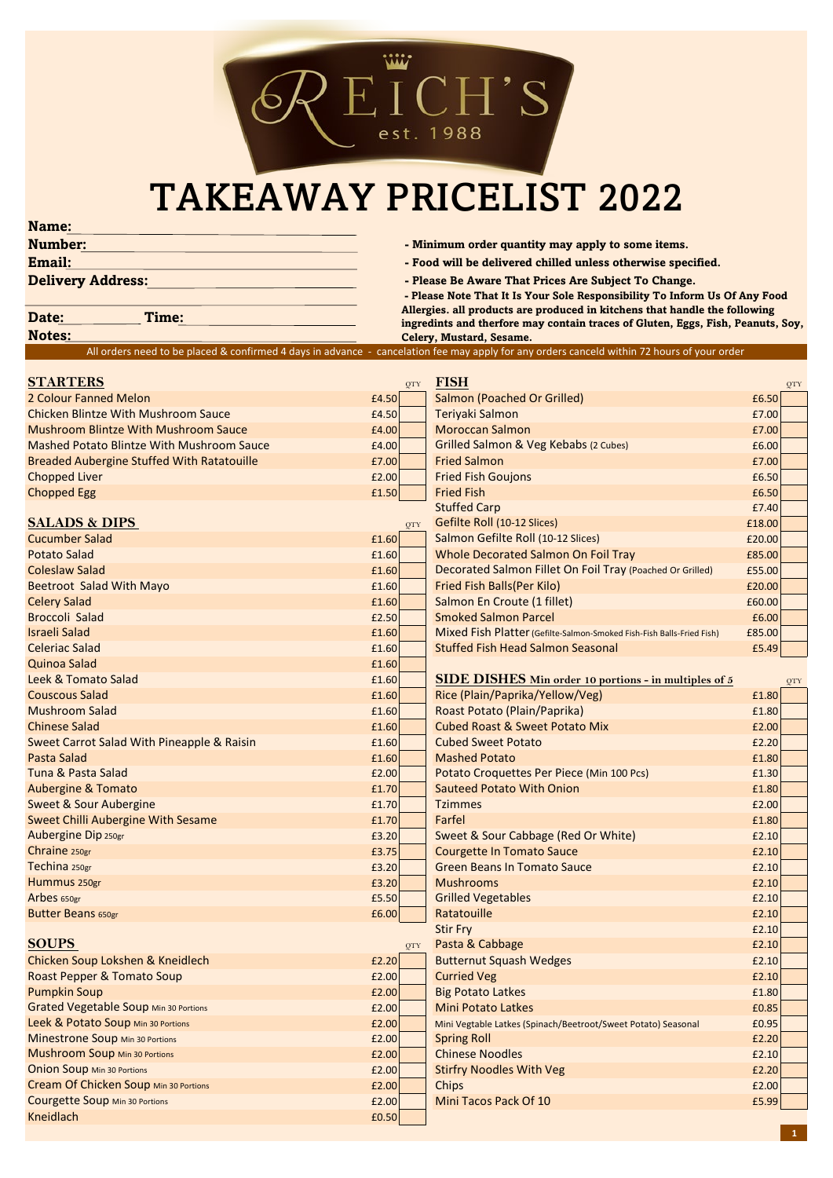# REICH'S

est. 1988

# TAKEAWAY PRICELIST 2022

**Name:**

**Number:**

**Email:**

**Delivery Address:**

**Date:** **Time:**

**Notes:**

- **Minimum order quantity may apply to some items.**
- **Food will be delivered chilled unless otherwise specified.**
- **Please Be Aware That Prices Are Subject To Change.**
- **Please Note That It Is Your Sole Responsibility To Inform Us Of Any Food Allergies. all products are produced in kitchens that handle the following ingredints and therfore may contain traces of Gluten, Eggs, Fish, Peanuts, Soy, Celery, Mustard, Sesame.**

All orders need to be placed & confirmed 4 days in advance - cancelation fee may apply for any orders canceld within 72 hours of your order

## STARTERS

| Item | Price | QTY |
|---|---|---|
| 2 Colour Fanned Melon | £4.50 | |
| Chicken Blintze With Mushroom Sauce | £4.50 | |
| Mushroom Blintze With Mushroom Sauce | £4.00 | |
| Mashed Potato Blintze With Mushroom Sauce | £4.00 | |
| Breaded Aubergine Stuffed With Ratatouille | £7.00 | |
| Chopped Liver | £2.00 | |
| Chopped Egg | £1.50 | |

## SALADS & DIPS

| Item | Price | QTY |
|---|---|---|
| Cucumber Salad | £1.60 | |
| Potato Salad | £1.60 | |
| Coleslaw Salad | £1.60 | |
| Beetroot Salad With Mayo | £1.60 | |
| Celery Salad | £1.60 | |
| Broccoli Salad | £2.50 | |
| Israeli Salad | £1.60 | |
| Celeriac Salad | £1.60 | |
| Quinoa Salad | £1.60 | |
| Leek & Tomato Salad | £1.60 | |
| Couscous Salad | £1.60 | |
| Mushroom Salad | £1.60 | |
| Chinese Salad | £1.60 | |
| Sweet Carrot Salad With Pineapple & Raisin | £1.60 | |
| Pasta Salad | £1.60 | |
| Tuna & Pasta Salad | £2.00 | |
| Aubergine & Tomato | £1.70 | |
| Sweet & Sour Aubergine | £1.70 | |
| Sweet Chilli Aubergine With Sesame | £1.70 | |
| Aubergine Dip 250gr | £3.20 | |
| Chraine 250gr | £3.75 | |
| Techina 250gr | £3.20 | |
| Hummus 250gr | £3.20 | |
| Arbes 650gr | £5.50 | |
| Butter Beans 650gr | £6.00 | |

## SOUPS

| Item | Price | QTY |
|---|---|---|
| Chicken Soup Lokshen & Kneidlech | £2.20 | |
| Roast Pepper & Tomato Soup | £2.00 | |
| Pumpkin Soup | £2.00 | |
| Grated Vegetable Soup Min 30 Portions | £2.00 | |
| Leek & Potato Soup Min 30 Portions | £2.00 | |
| Minestrone Soup Min 30 Portions | £2.00 | |
| Mushroom Soup Min 30 Portions | £2.00 | |
| Onion Soup Min 30 Portions | £2.00 | |
| Cream Of Chicken Soup Min 30 Portions | £2.00 | |
| Courgette Soup Min 30 Portions | £2.00 | |
| Kneidlach | £0.50 | |

## FISH

| Item | Price | QTY |
|---|---|---|
| Salmon (Poached Or Grilled) | £6.50 | |
| Teriyaki Salmon | £7.00 | |
| Moroccan Salmon | £7.00 | |
| Grilled Salmon & Veg Kebabs (2 Cubes) | £6.00 | |
| Fried Salmon | £7.00 | |
| Fried Fish Goujons | £6.50 | |
| Fried Fish | £6.50 | |
| Stuffed Carp | £7.40 | |
| Gefilte Roll (10-12 Slices) | £18.00 | |
| Salmon Gefilte Roll (10-12 Slices) | £20.00 | |
| Whole Decorated Salmon On Foil Tray | £85.00 | |
| Decorated Salmon Fillet On Foil Tray (Poached Or Grilled) | £55.00 | |
| Fried Fish Balls(Per Kilo) | £20.00 | |
| Salmon En Croute (1 fillet) | £60.00 | |
| Smoked Salmon Parcel | £6.00 | |
| Mixed Fish Platter (Gefilte-Salmon-Smoked Fish-Fish Balls-Fried Fish) | £85.00 | |
| Stuffed Fish Head Salmon Seasonal | £5.49 | |

## SIDE DISHES Min order 10 portions - in multiples of 5

| Item | Price | QTY |
|---|---|---|
| Rice (Plain/Paprika/Yellow/Veg) | £1.80 | |
| Roast Potato (Plain/Paprika) | £1.80 | |
| Cubed Roast & Sweet Potato Mix | £2.00 | |
| Cubed Sweet Potato | £2.20 | |
| Mashed Potato | £1.80 | |
| Potato Croquettes Per Piece (Min 100 Pcs) | £1.30 | |
| Sauteed Potato With Onion | £1.80 | |
| Tzimmes | £2.00 | |
| Farfel | £1.80 | |
| Sweet & Sour Cabbage (Red Or White) | £2.10 | |
| Courgette In Tomato Sauce | £2.10 | |
| Green Beans In Tomato Sauce | £2.10 | |
| Mushrooms | £2.10 | |
| Grilled Vegetables | £2.10 | |
| Ratatouille | £2.10 | |
| Stir Fry | £2.10 | |
| Pasta & Cabbage | £2.10 | |
| Butternut Squash Wedges | £2.10 | |
| Curried Veg | £2.10 | |
| Big Potato Latkes | £1.80 | |
| Mini Potato Latkes | £0.85 | |
| Mini Vegtable Latkes (Spinach/Beetroot/Sweet Potato) Seasonal | £0.95 | |
| Spring Roll | £2.20 | |
| Chinese Noodles | £2.10 | |
| Stirfry Noodles With Veg | £2.20 | |
| Chips | £2.00 | |
| Mini Tacos Pack Of 10 | £5.99 | |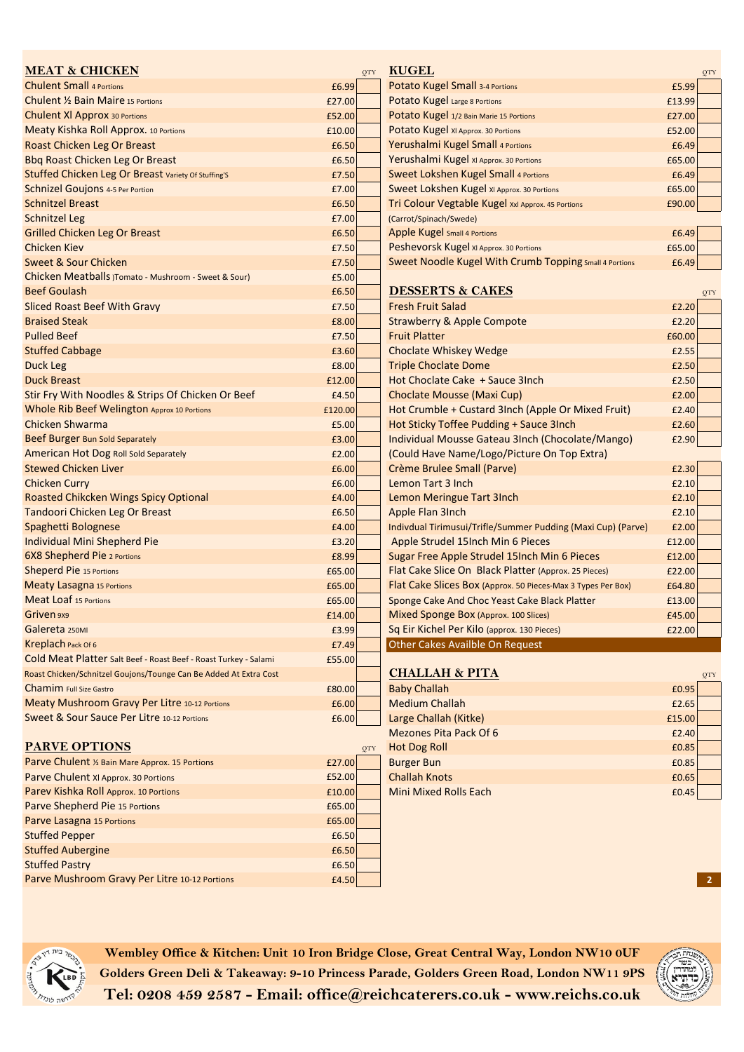## MEAT & CHICKEN

| Item | Price | QTY |
| --- | --- | --- |
| Chulent Small 4 Portions | £6.99 | |
| Chulent ½ Bain Maire 15 Portions | £27.00 | |
| Chulent Xl Approx 30 Portions | £52.00 | |
| Meaty Kishka Roll Approx. 10 Portions | £10.00 | |
| Roast Chicken Leg Or Breast | £6.50 | |
| Bbq Roast Chicken Leg Or Breast | £6.50 | |
| Stuffed Chicken Leg Or Breast Variety Of Stuffing'S | £7.50 | |
| Schnizel Goujons 4-5 Per Portion | £7.00 | |
| Schnitzel Breast | £6.50 | |
| Schnitzel Leg | £7.00 | |
| Grilled Chicken Leg Or Breast | £6.50 | |
| Chicken Kiev | £7.50 | |
| Sweet & Sour Chicken | £7.50 | |
| Chicken Meatballs )Tomato - Mushroom - Sweet & Sour) | £5.00 | |
| Beef Goulash | £6.50 | |
| Sliced Roast Beef With Gravy | £7.50 | |
| Braised Steak | £8.00 | |
| Pulled Beef | £7.50 | |
| Stuffed Cabbage | £3.60 | |
| Duck Leg | £8.00 | |
| Duck Breast | £12.00 | |
| Stir Fry With Noodles & Strips Of Chicken Or Beef | £4.50 | |
| Whole Rib Beef Welington Approx 10 Portions | £120.00 | |
| Chicken Shwarma | £5.00 | |
| Beef Burger Bun Sold Separately | £3.00 | |
| American Hot Dog Roll Sold Separately | £2.00 | |
| Stewed Chicken Liver | £6.00 | |
| Chicken Curry | £6.00 | |
| Roasted Chikcken Wings Spicy Optional | £4.00 | |
| Tandoori Chicken Leg Or Breast | £6.50 | |
| Spaghetti Bolognese | £4.00 | |
| Individual Mini Shepherd Pie | £3.20 | |
| 6X8 Shepherd Pie 2 Portions | £8.99 | |
| Sherperd Pie 15 Portions | £65.00 | |
| Meaty Lasagna 15 Portions | £65.00 | |
| Meat Loaf 15 Portions | £65.00 | |
| Griven 9x9 | £14.00 | |
| Galereta 250Ml | £3.99 | |
| Kreplach Pack Of 6 | £7.49 | |
| Cold Meat Platter Salt Beef - Roast Beef - Roast Turkey - Salami | £55.00 | |
| Roast Chicken/Schnitzel Goujons/Tounge Can Be Added At Extra Cost | | |
| Chamim Full Size Gastro | £80.00 | |
| Meaty Mushroom Gravy Per Litre 10-12 Portions | £6.00 | |
| Sweet & Sour Sauce Per Litre 10-12 Portions | £6.00 | |

## PARVE OPTIONS

| Item | Price | QTY |
| --- | --- | --- |
| Parve Chulent ½ Bain Mare Approx. 15 Portions | £27.00 | |
| Parve Chulent Xl Approx. 30 Portions | £52.00 | |
| Parev Kishka Roll Approx. 10 Portions | £10.00 | |
| Parve Shepherd Pie 15 Portions | £65.00 | |
| Parve Lasagna 15 Portions | £65.00 | |
| Stuffed Pepper | £6.50 | |
| Stuffed Aubergine | £6.50 | |
| Stuffed Pastry | £6.50 | |
| Parve Mushroom Gravy Per Litre 10-12 Portions | £4.50 | |

## KUGEL

| Item | Price | QTY |
| --- | --- | --- |
| Potato Kugel Small 3-4 Portions | £5.99 | |
| Potato Kugel Large 8 Portions | £13.99 | |
| Potato Kugel 1/2 Bain Marie 15 Portions | £27.00 | |
| Potato Kugel Xl Approx. 30 Portions | £52.00 | |
| Yerushalmi Kugel Small 4 Portions | £6.49 | |
| Yerushalmi Kugel Xl Approx. 30 Portions | £65.00 | |
| Sweet Lokshen Kugel Small 4 Portions | £6.49 | |
| Sweet Lokshen Kugel Xl Approx. 30 Portions | £65.00 | |
| Tri Colour Vegtable Kugel Xxl Approx. 45 Portions | £90.00 | |
| (Carrot/Spinach/Swede) | | |
| Apple Kugel Small 4 Portions | £6.49 | |
| Peshevorsk Kugel Xl Approx. 30 Portions | £65.00 | |
| Sweet Noodle Kugel With Crumb Topping Small 4 Portions | £6.49 | |

## DESSERTS & CAKES

| Item | Price | QTY |
| --- | --- | --- |
| Fresh Fruit Salad | £2.20 | |
| Strawberry & Apple Compote | £2.20 | |
| Fruit Platter | £60.00 | |
| Choclate Whiskey Wedge | £2.55 | |
| Triple Choclate Dome | £2.50 | |
| Hot Choclate Cake + Sauce 3Inch | £2.50 | |
| Choclate Mousse (Maxi Cup) | £2.00 | |
| Hot Crumble + Custard 3Inch (Apple Or Mixed Fruit) | £2.40 | |
| Hot Sticky Toffee Pudding + Sauce 3Inch | £2.60 | |
| Individual Mousse Gateau 3Inch (Chocolate/Mango) | £2.90 | |
| (Could Have Name/Logo/Picture On Top Extra) | | |
| Crème Brulee Small (Parve) | £2.30 | |
| Lemon Tart 3 Inch | £2.10 | |
| Lemon Meringue Tart 3Inch | £2.10 | |
| Apple Flan 3Inch | £2.10 | |
| Indivdual Tirimusui/Trifle/Summer Pudding (Maxi Cup) (Parve) | £2.00 | |
| Apple Strudel 15Inch Min 6 Pieces | £12.00 | |
| Sugar Free Apple Strudel 15Inch Min 6 Pieces | £12.00 | |
| Flat Cake Slice On Black Platter (Approx. 25 Pieces) | £22.00 | |
| Flat Cake Slices Box (Approx. 50 Pieces-Max 3 Types Per Box) | £64.80 | |
| Sponge Cake And Choc Yeast Cake Black Platter | £13.00 | |
| Mixed Sponge Box (Approx. 100 Slices) | £45.00 | |
| Sq Eir Kichel Per Kilo (approx. 130 Pieces) | £22.00 | |
| Other Cakes Availble On Request | | |

## CHALLAH & PITA

| Item | Price | QTY |
| --- | --- | --- |
| Baby Challah | £0.95 | |
| Medium Challah | £2.65 | |
| Large Challah (Kitke) | £15.00 | |
| Mezones Pita Pack Of 6 | £2.40 | |
| Hot Dog Roll | £0.85 | |
| Burger Bun | £0.85 | |
| Challah Knots | £0.65 | |
| Mini Mixed Rolls Each | £0.45 | |

**Wembley Office & Kitchen: Unit 10 Iron Bridge Close, Great Central Way, London NW10 0UF**

**Golders Green Deli & Takeaway: 9-10 Princess Parade, Golders Green Road, London NW11 9PS**

**Tel: 0208 459 2587 - Email: office@reichcaterers.co.uk - www.reichs.co.uk**